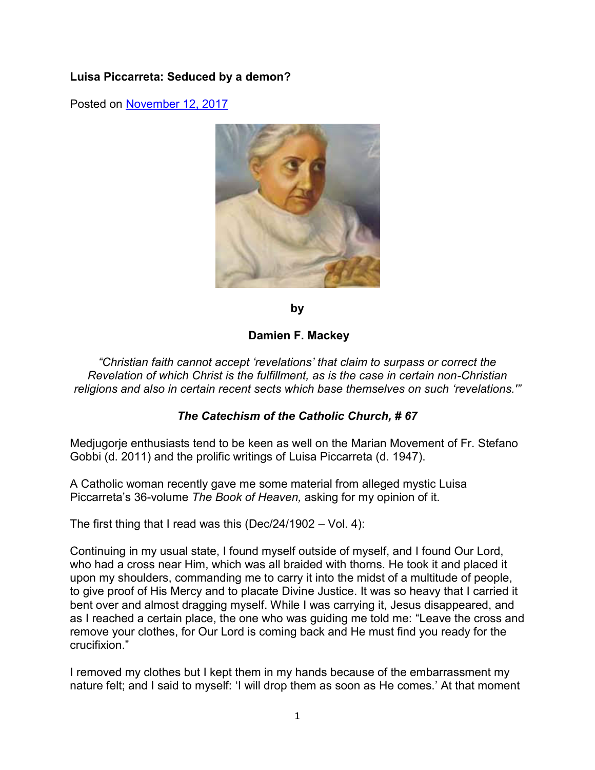**Luisa Piccarreta: Seduced by a demon?**

Posted on November 12, 2017

**by**

**Damien F. Mackey**

*"Christian faith cannot accept 'revelations' that claim to surpass or correct the Revelation of which Christ is the fulfillment, as is the case in certain non-Christian religions and also in certain recent sects which base themselves on such 'revelations.'"*

***The Catechism of the Catholic Church, # 67***

Medjugorje enthusiasts tend to be keen as well on the Marian Movement of Fr. Stefano Gobbi (d. 2011) and the prolific writings of Luisa Piccarreta (d. 1947).

A Catholic woman recently gave me some material from alleged mystic Luisa Piccarreta's 36-volume *The Book of Heaven,* asking for my opinion of it.

The first thing that I read was this (Dec/24/1902 – Vol. 4):

Continuing in my usual state, I found myself outside of myself, and I found Our Lord, who had a cross near Him, which was all braided with thorns. He took it and placed it upon my shoulders, commanding me to carry it into the midst of a multitude of people, to give proof of His Mercy and to placate Divine Justice. It was so heavy that I carried it bent over and almost dragging myself. While I was carrying it, Jesus disappeared, and as I reached a certain place, the one who was guiding me told me: "Leave the cross and remove your clothes, for Our Lord is coming back and He must find you ready for the crucifixion."

I removed my clothes but I kept them in my hands because of the embarrassment my nature felt; and I said to myself: 'I will drop them as soon as He comes.' At that moment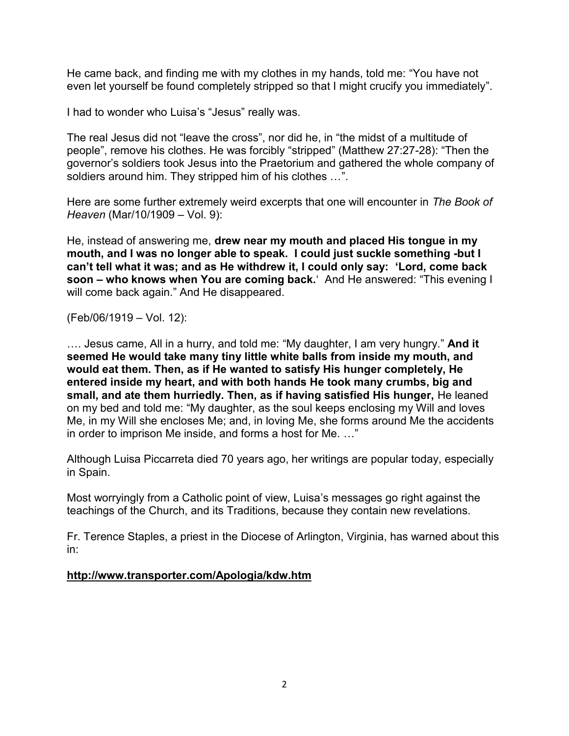He came back, and finding me with my clothes in my hands, told me: "You have not even let yourself be found completely stripped so that I might crucify you immediately".

I had to wonder who Luisa's "Jesus" really was.

The real Jesus did not "leave the cross", nor did he, in "the midst of a multitude of people", remove his clothes. He was forcibly "stripped" (Matthew 27:27-28): "Then the governor's soldiers took Jesus into the Praetorium and gathered the whole company of soldiers around him. They stripped him of his clothes …".

Here are some further extremely weird excerpts that one will encounter in *The Book of Heaven* (Mar/10/1909 – Vol. 9):

He, instead of answering me, **drew near my mouth and placed His tongue in my mouth, and I was no longer able to speak. I could just suckle something -but I can't tell what it was; and as He withdrew it, I could only say: 'Lord, come back soon – who knows when You are coming back.**' And He answered: "This evening I will come back again." And He disappeared.

(Feb/06/1919 – Vol. 12):

…. Jesus came, All in a hurry, and told me: "My daughter, I am very hungry." **And it seemed He would take many tiny little white balls from inside my mouth, and would eat them. Then, as if He wanted to satisfy His hunger completely, He entered inside my heart, and with both hands He took many crumbs, big and small, and ate them hurriedly. Then, as if having satisfied His hunger,** He leaned on my bed and told me: "My daughter, as the soul keeps enclosing my Will and loves Me, in my Will she encloses Me; and, in loving Me, she forms around Me the accidents in order to imprison Me inside, and forms a host for Me. …"

Although Luisa Piccarreta died 70 years ago, her writings are popular today, especially in Spain.

Most worryingly from a Catholic point of view, Luisa's messages go right against the teachings of the Church, and its Traditions, because they contain new revelations.

Fr. Terence Staples, a priest in the Diocese of Arlington, Virginia, has warned about this in:

**http://www.transporter.com/Apologia/kdw.htm**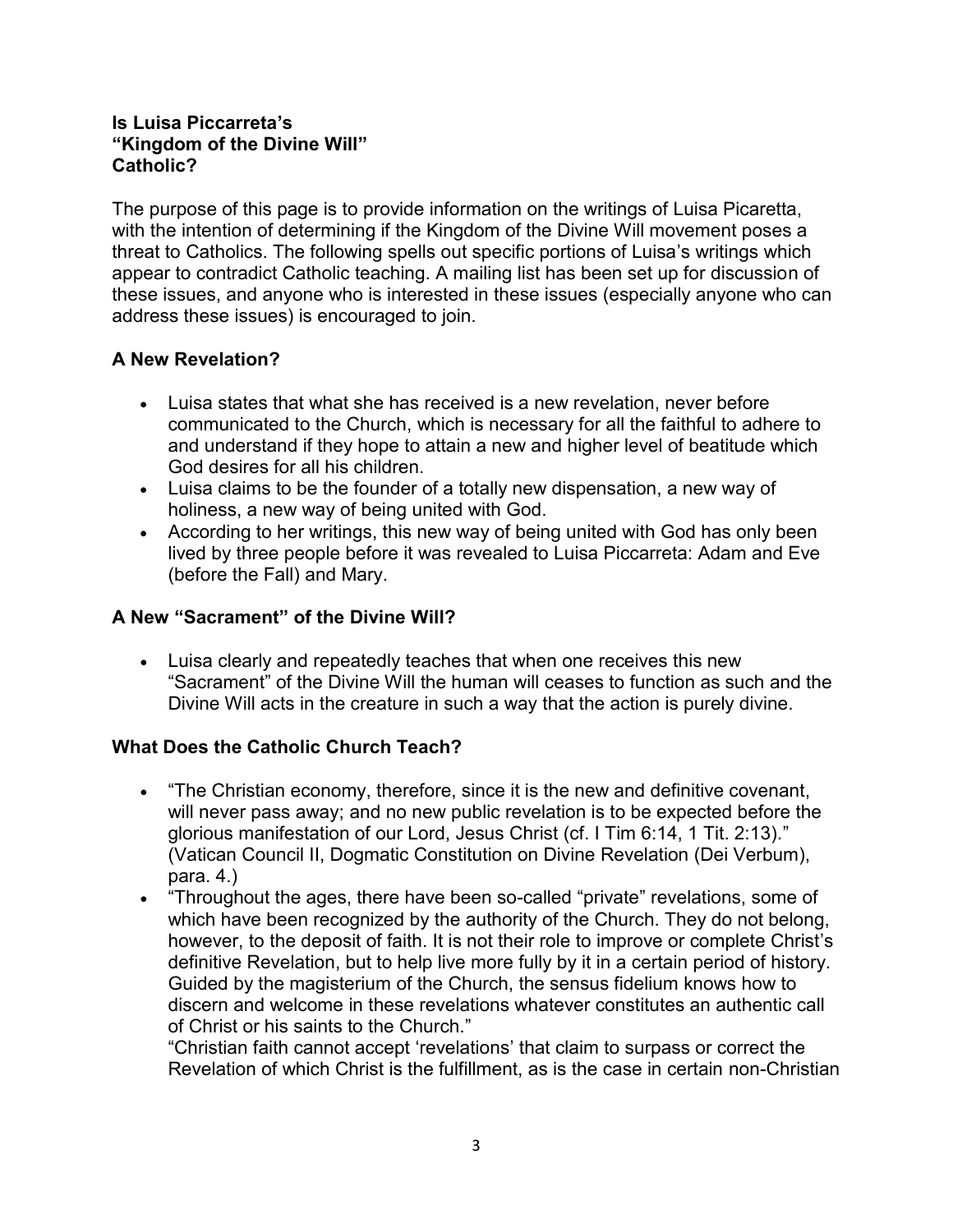**Is Luisa Piccarreta's "Kingdom of the Divine Will" Catholic?**

The purpose of this page is to provide information on the writings of Luisa Picaretta, with the intention of determining if the Kingdom of the Divine Will movement poses a threat to Catholics. The following spells out specific portions of Luisa's writings which appear to contradict Catholic teaching. A mailing list has been set up for discussion of these issues, and anyone who is interested in these issues (especially anyone who can address these issues) is encouraged to join.

**A New Revelation?**

- Luisa states that what she has received is a new revelation, never before communicated to the Church, which is necessary for all the faithful to adhere to and understand if they hope to attain a new and higher level of beatitude which God desires for all his children.
- Luisa claims to be the founder of a totally new dispensation, a new way of holiness, a new way of being united with God.
- According to her writings, this new way of being united with God has only been lived by three people before it was revealed to Luisa Piccarreta: Adam and Eve (before the Fall) and Mary.

**A New "Sacrament" of the Divine Will?**

- Luisa clearly and repeatedly teaches that when one receives this new "Sacrament" of the Divine Will the human will ceases to function as such and the Divine Will acts in the creature in such a way that the action is purely divine.

**What Does the Catholic Church Teach?**

- "The Christian economy, therefore, since it is the new and definitive covenant, will never pass away; and no new public revelation is to be expected before the glorious manifestation of our Lord, Jesus Christ (cf. I Tim 6:14, 1 Tit. 2:13)." (Vatican Council II, Dogmatic Constitution on Divine Revelation (Dei Verbum), para. 4.)
- "Throughout the ages, there have been so-called "private" revelations, some of which have been recognized by the authority of the Church. They do not belong, however, to the deposit of faith. It is not their role to improve or complete Christ's definitive Revelation, but to help live more fully by it in a certain period of history. Guided by the magisterium of the Church, the sensus fidelium knows how to discern and welcome in these revelations whatever constitutes an authentic call of Christ or his saints to the Church."

  "Christian faith cannot accept 'revelations' that claim to surpass or correct the Revelation of which Christ is the fulfillment, as is the case in certain non-Christian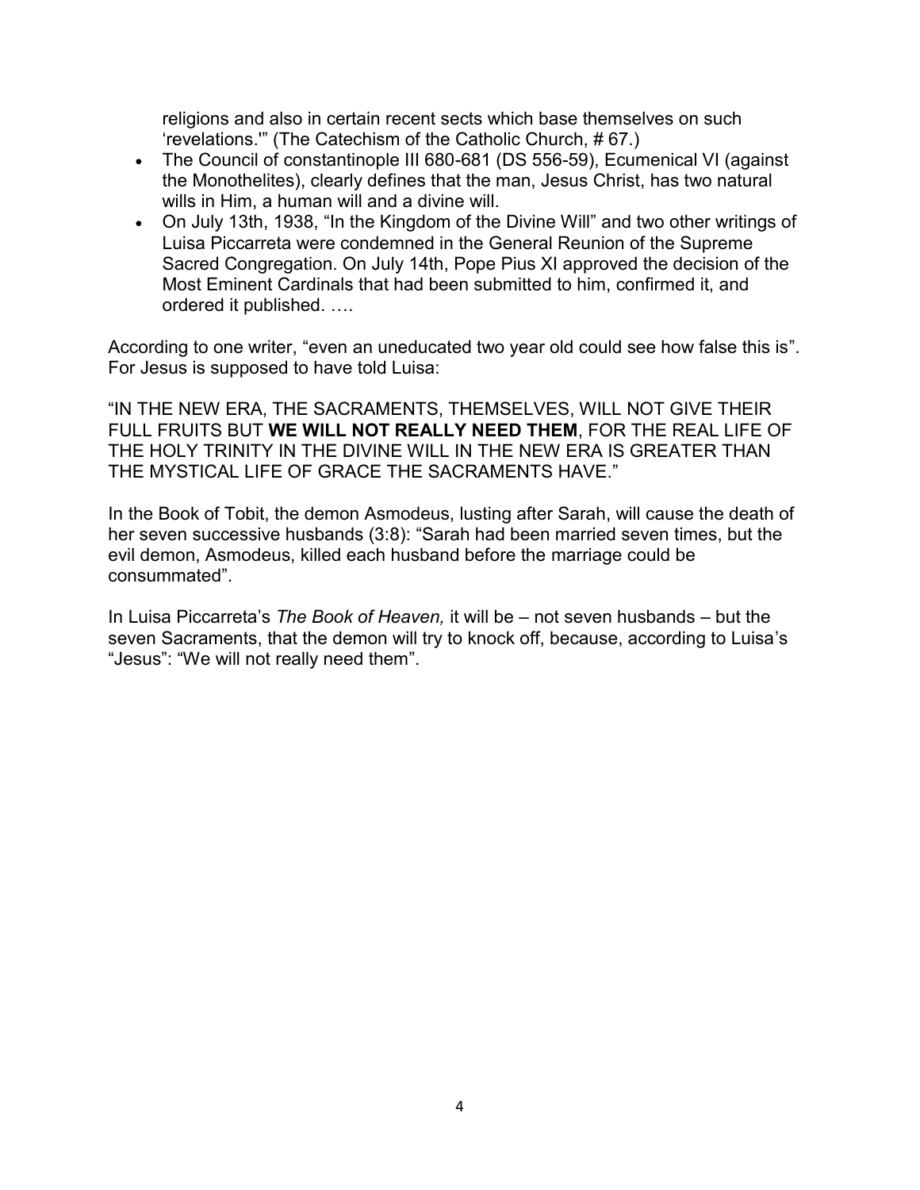religions and also in certain recent sects which base themselves on such 'revelations.'" (The Catechism of the Catholic Church, # 67.)

- The Council of constantinople III 680-681 (DS 556-59), Ecumenical VI (against the Monothelites), clearly defines that the man, Jesus Christ, has two natural wills in Him, a human will and a divine will.
- On July 13th, 1938, "In the Kingdom of the Divine Will" and two other writings of Luisa Piccarreta were condemned in the General Reunion of the Supreme Sacred Congregation. On July 14th, Pope Pius XI approved the decision of the Most Eminent Cardinals that had been submitted to him, confirmed it, and ordered it published. ….

According to one writer, "even an uneducated two year old could see how false this is". For Jesus is supposed to have told Luisa:

"IN THE NEW ERA, THE SACRAMENTS, THEMSELVES, WILL NOT GIVE THEIR FULL FRUITS BUT **WE WILL NOT REALLY NEED THEM**, FOR THE REAL LIFE OF THE HOLY TRINITY IN THE DIVINE WILL IN THE NEW ERA IS GREATER THAN THE MYSTICAL LIFE OF GRACE THE SACRAMENTS HAVE."

In the Book of Tobit, the demon Asmodeus, lusting after Sarah, will cause the death of her seven successive husbands (3:8): "Sarah had been married seven times, but the evil demon, Asmodeus, killed each husband before the marriage could be consummated".

In Luisa Piccarreta's *The Book of Heaven,* it will be – not seven husbands – but the seven Sacraments, that the demon will try to knock off, because, according to Luisa's "Jesus": "We will not really need them".